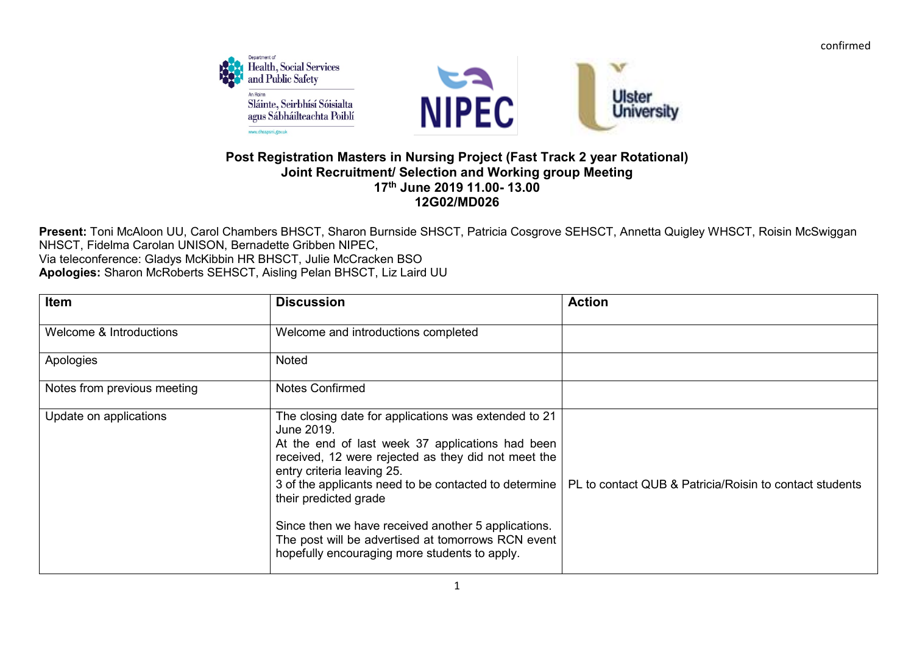confirmed

**Post Registration Masters in Nursing Project (Fast Track 2 year Rotational)**
**Joint Recruitment/ Selection and Working group Meeting**
**17th June 2019 11.00- 13.00**
**12G02/MD026**

**Present:** Toni McAloon UU, Carol Chambers BHSCT, Sharon Burnside SHSCT, Patricia Cosgrove SEHSCT, Annetta Quigley WHSCT, Roisin McSwiggan NHSCT, Fidelma Carolan UNISON, Bernadette Gribben NIPEC,
Via teleconference: Gladys McKibbin HR BHSCT, Julie McCracken BSO
**Apologies:** Sharon McRoberts SEHSCT, Aisling Pelan BHSCT, Liz Laird UU

| Item | Discussion | Action |
|---|---|---|
| Welcome & Introductions | Welcome and introductions completed | |
| Apologies | Noted | |
| Notes from previous meeting | Notes Confirmed | |
| Update on applications | The closing date for applications was extended to 21 June 2019.<br>At the end of last week 37 applications had been received, 12 were rejected as they did not meet the entry criteria leaving 25.<br>3 of the applicants need to be contacted to determine their predicted grade<br><br>Since then we have received another 5 applications. The post will be advertised at tomorrows RCN event hopefully encouraging more students to apply. | PL to contact QUB & Patricia/Roisin to contact students |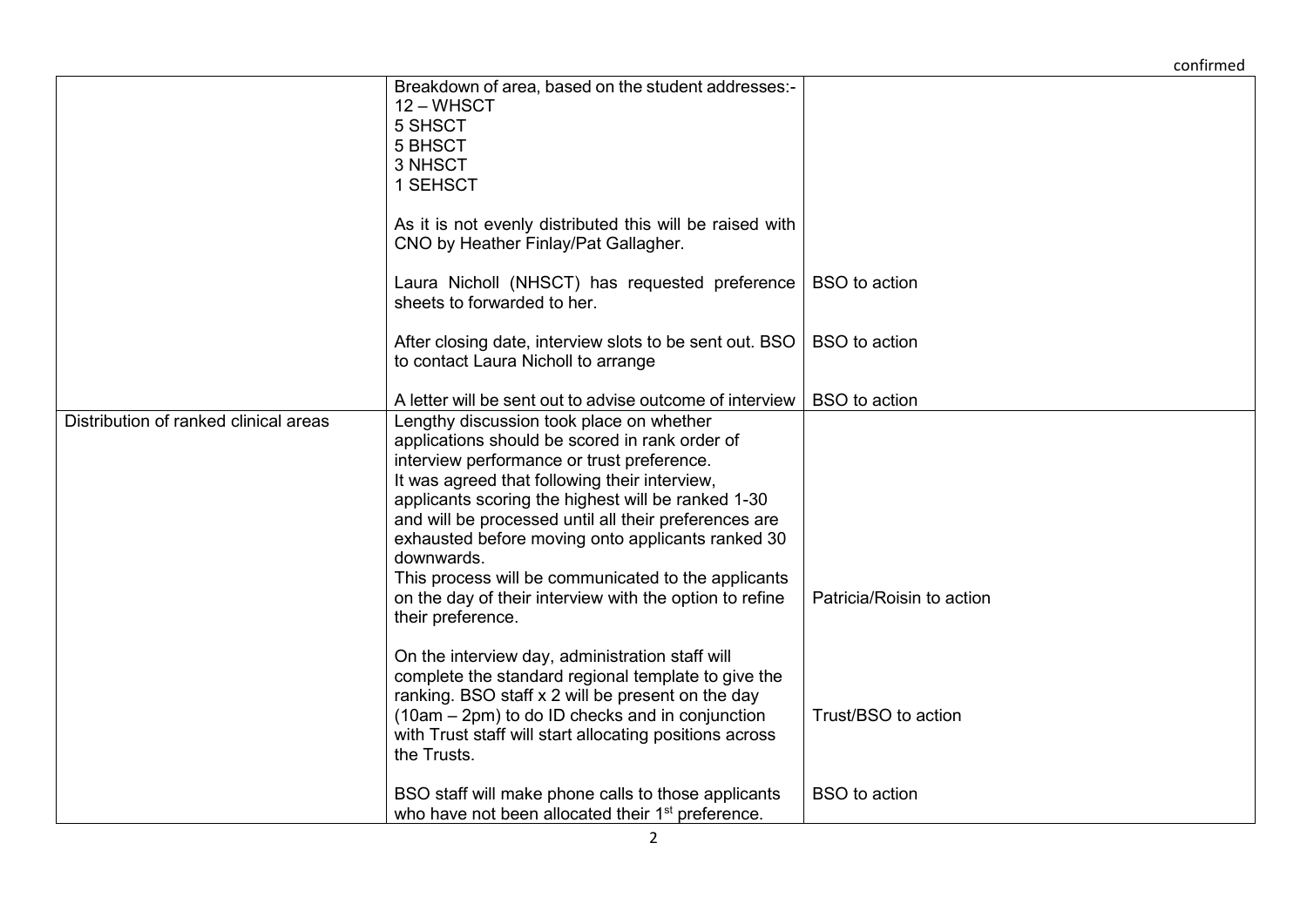| | | |
|---|---|---|
| | Breakdown of area, based on the student addresses:-<br>12 – WHSCT<br>5 SHSCT<br>5 BHSCT<br>3 NHSCT<br>1 SEHSCT<br><br>As it is not evenly distributed this will be raised with CNO by Heather Finlay/Pat Gallagher. | |
| | Laura Nicholl (NHSCT) has requested preference sheets to forwarded to her. | BSO to action |
| | After closing date, interview slots to be sent out. BSO to contact Laura Nicholl to arrange | BSO to action |
| | A letter will be sent out to advise outcome of interview | BSO to action |
| Distribution of ranked clinical areas | Lengthy discussion took place on whether applications should be scored in rank order of interview performance or trust preference.<br>It was agreed that following their interview, applicants scoring the highest will be ranked 1-30 and will be processed until all their preferences are exhausted before moving onto applicants ranked 30 downwards.<br>This process will be communicated to the applicants on the day of their interview with the option to refine their preference. | Patricia/Roisin to action |
| | On the interview day, administration staff will complete the standard regional template to give the ranking. BSO staff x 2 will be present on the day (10am – 2pm) to do ID checks and in conjunction with Trust staff will start allocating positions across the Trusts. | Trust/BSO to action |
| | BSO staff will make phone calls to those applicants who have not been allocated their 1st preference. | BSO to action |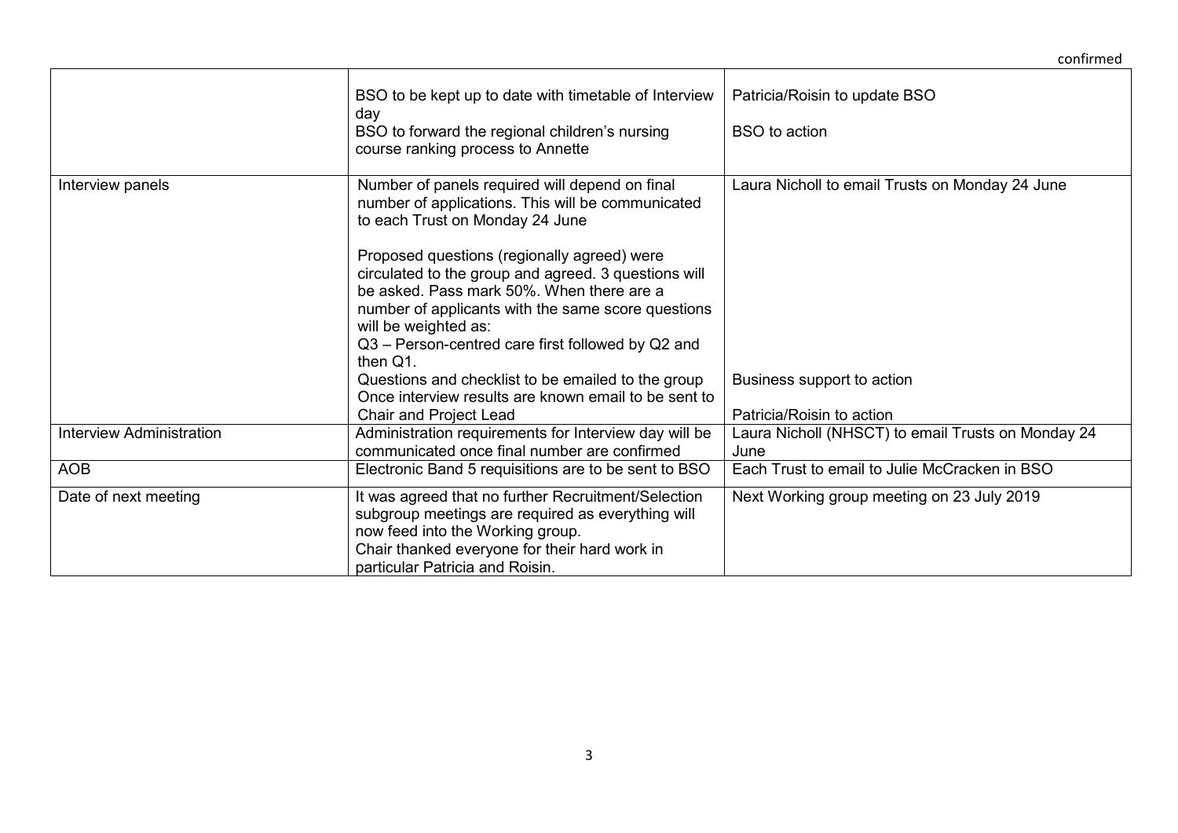confirmed

| | | |
|---|---|---|
| | BSO to be kept up to date with timetable of Interview day<br>BSO to forward the regional children's nursing course ranking process to Annette | Patricia/Roisin to update BSO<br><br>BSO to action |
| Interview panels | Number of panels required will depend on final number of applications. This will be communicated to each Trust on Monday 24 June<br><br>Proposed questions (regionally agreed) were circulated to the group and agreed. 3 questions will be asked. Pass mark 50%. When there are a number of applicants with the same score questions will be weighted as:<br>Q3 – Person-centred care first followed by Q2 and then Q1.<br>Questions and checklist to be emailed to the group<br>Once interview results are known email to be sent to Chair and Project Lead | Laura Nicholl to email Trusts on Monday 24 June<br><br><br><br><br><br><br>Business support to action<br><br>Patricia/Roisin to action |
| Interview Administration | Administration requirements for Interview day will be communicated once final number are confirmed | Laura Nicholl (NHSCT) to email Trusts on Monday 24 June |
| AOB | Electronic Band 5 requisitions are to be sent to BSO | Each Trust to email to Julie McCracken in BSO |
| Date of next meeting | It was agreed that no further Recruitment/Selection subgroup meetings are required as everything will now feed into the Working group.<br>Chair thanked everyone for their hard work in particular Patricia and Roisin. | Next Working group meeting on 23 July 2019 |